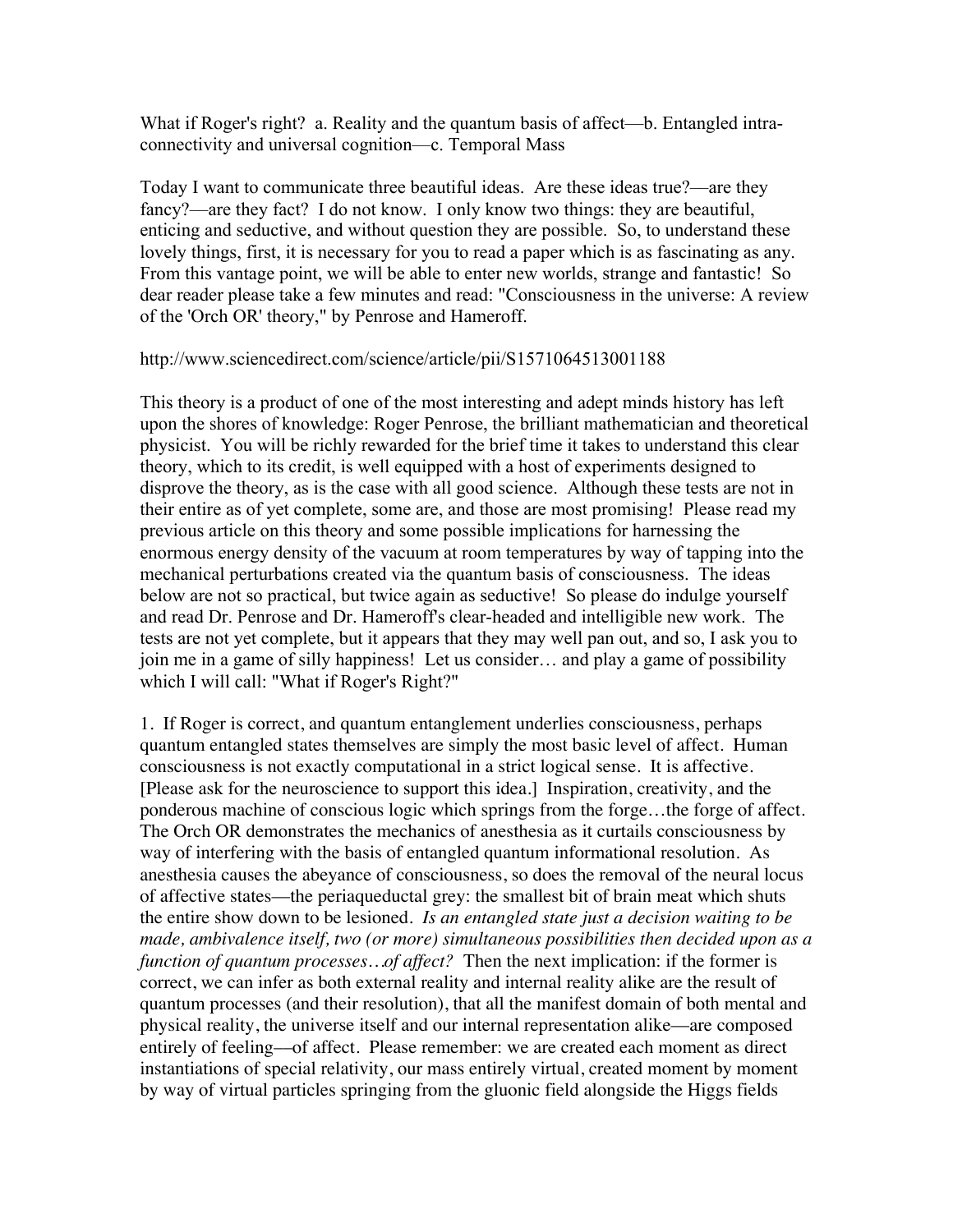What if Roger's right? a. Reality and the quantum basis of affect—b. Entangled intra-connectivity and universal cognition—c. Temporal Mass

Today I want to communicate three beautiful ideas. Are these ideas true?—are they fancy?—are they fact? I do not know. I only know two things: they are beautiful, enticing and seductive, and without question they are possible. So, to understand these lovely things, first, it is necessary for you to read a paper which is as fascinating as any. From this vantage point, we will be able to enter new worlds, strange and fantastic! So dear reader please take a few minutes and read: "Consciousness in the universe: A review of the 'Orch OR' theory," by Penrose and Hameroff.

http://www.sciencedirect.com/science/article/pii/S1571064513001188

This theory is a product of one of the most interesting and adept minds history has left upon the shores of knowledge: Roger Penrose, the brilliant mathematician and theoretical physicist. You will be richly rewarded for the brief time it takes to understand this clear theory, which to its credit, is well equipped with a host of experiments designed to disprove the theory, as is the case with all good science. Although these tests are not in their entire as of yet complete, some are, and those are most promising! Please read my previous article on this theory and some possible implications for harnessing the enormous energy density of the vacuum at room temperatures by way of tapping into the mechanical perturbations created via the quantum basis of consciousness. The ideas below are not so practical, but twice again as seductive! So please do indulge yourself and read Dr. Penrose and Dr. Hameroff's clear-headed and intelligible new work. The tests are not yet complete, but it appears that they may well pan out, and so, I ask you to join me in a game of silly happiness! Let us consider… and play a game of possibility which I will call: "What if Roger's Right?"

1. If Roger is correct, and quantum entanglement underlies consciousness, perhaps quantum entangled states themselves are simply the most basic level of affect. Human consciousness is not exactly computational in a strict logical sense. It is affective. [Please ask for the neuroscience to support this idea.] Inspiration, creativity, and the ponderous machine of conscious logic which springs from the forge…the forge of affect. The Orch OR demonstrates the mechanics of anesthesia as it curtails consciousness by way of interfering with the basis of entangled quantum informational resolution. As anesthesia causes the abeyance of consciousness, so does the removal of the neural locus of affective states—the periaqueductal grey: the smallest bit of brain meat which shuts the entire show down to be lesioned. *Is an entangled state just a decision waiting to be made, ambivalence itself, two (or more) simultaneous possibilities then decided upon as a function of quantum processes…of affect?* Then the next implication: if the former is correct, we can infer as both external reality and internal reality alike are the result of quantum processes (and their resolution), that all the manifest domain of both mental and physical reality, the universe itself and our internal representation alike—are composed entirely of feeling—of affect. Please remember: we are created each moment as direct instantiations of special relativity, our mass entirely virtual, created moment by moment by way of virtual particles springing from the gluonic field alongside the Higgs fields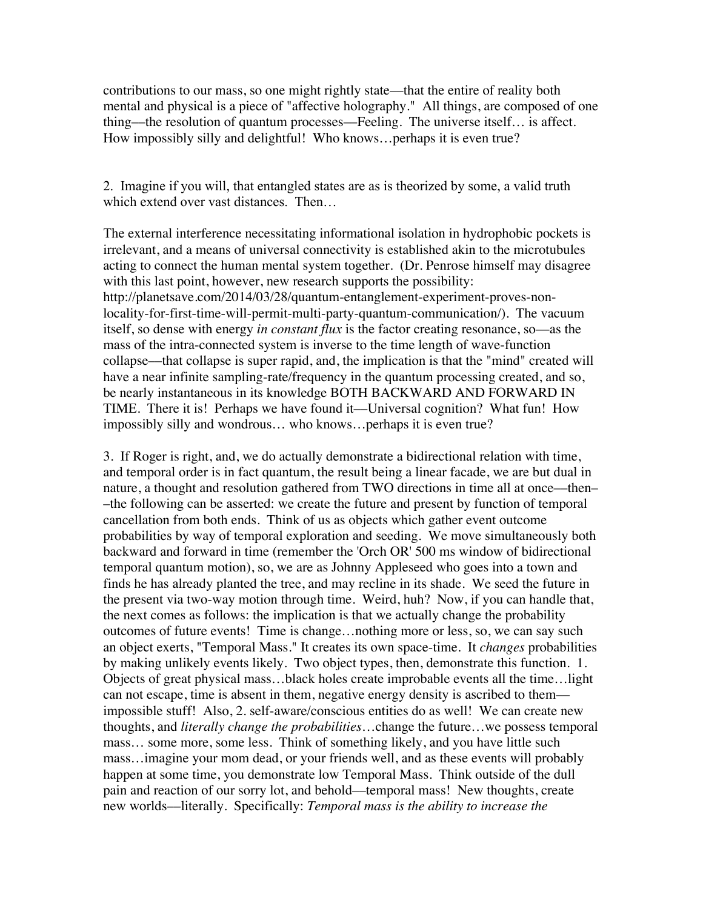contributions to our mass, so one might rightly state—that the entire of reality both mental and physical is a piece of "affective holography." All things, are composed of one thing—the resolution of quantum processes—Feeling. The universe itself… is affect. How impossibly silly and delightful! Who knows…perhaps it is even true?

2. Imagine if you will, that entangled states are as is theorized by some, a valid truth which extend over vast distances. Then…

The external interference necessitating informational isolation in hydrophobic pockets is irrelevant, and a means of universal connectivity is established akin to the microtubules acting to connect the human mental system together. (Dr. Penrose himself may disagree with this last point, however, new research supports the possibility: http://planetsave.com/2014/03/28/quantum-entanglement-experiment-proves-non-locality-for-first-time-will-permit-multi-party-quantum-communication/). The vacuum itself, so dense with energy *in constant flux* is the factor creating resonance, so—as the mass of the intra-connected system is inverse to the time length of wave-function collapse—that collapse is super rapid, and, the implication is that the "mind" created will have a near infinite sampling-rate/frequency in the quantum processing created, and so, be nearly instantaneous in its knowledge BOTH BACKWARD AND FORWARD IN TIME. There it is! Perhaps we have found it—Universal cognition? What fun! How impossibly silly and wondrous… who knows…perhaps it is even true?

3. If Roger is right, and, we do actually demonstrate a bidirectional relation with time, and temporal order is in fact quantum, the result being a linear facade, we are but dual in nature, a thought and resolution gathered from TWO directions in time all at once—then––the following can be asserted: we create the future and present by function of temporal cancellation from both ends. Think of us as objects which gather event outcome probabilities by way of temporal exploration and seeding. We move simultaneously both backward and forward in time (remember the 'Orch OR' 500 ms window of bidirectional temporal quantum motion), so, we are as Johnny Appleseed who goes into a town and finds he has already planted the tree, and may recline in its shade. We seed the future in the present via two-way motion through time. Weird, huh? Now, if you can handle that, the next comes as follows: the implication is that we actually change the probability outcomes of future events! Time is change…nothing more or less, so, we can say such an object exerts, "Temporal Mass." It creates its own space-time. It *changes* probabilities by making unlikely events likely. Two object types, then, demonstrate this function. 1. Objects of great physical mass…black holes create improbable events all the time…light can not escape, time is absent in them, negative energy density is ascribed to them—impossible stuff! Also, 2. self-aware/conscious entities do as well! We can create new thoughts, and *literally change the probabilities*…change the future…we possess temporal mass… some more, some less. Think of something likely, and you have little such mass…imagine your mom dead, or your friends well, and as these events will probably happen at some time, you demonstrate low Temporal Mass. Think outside of the dull pain and reaction of our sorry lot, and behold—temporal mass! New thoughts, create new worlds—literally. Specifically: *Temporal mass is the ability to increase the*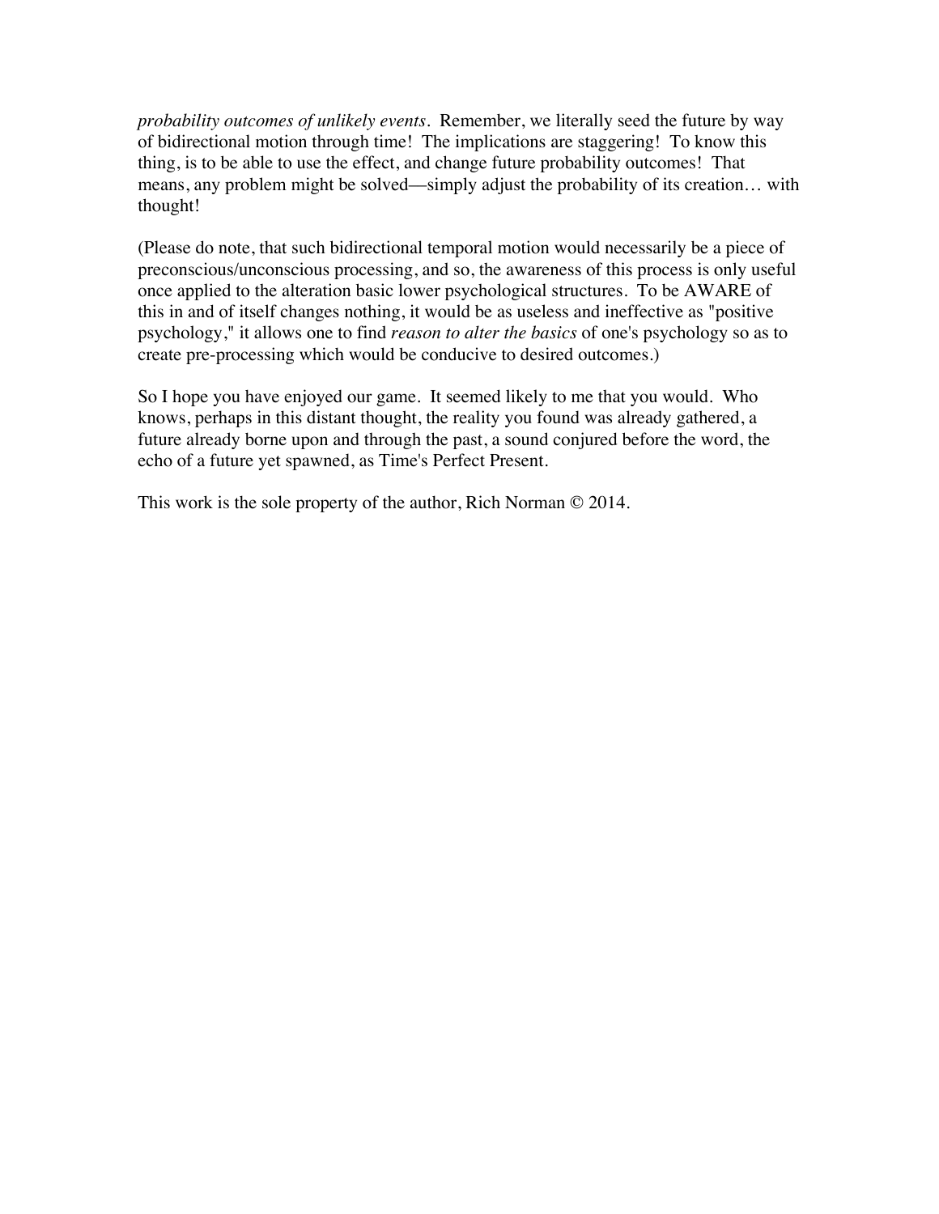*probability outcomes of unlikely events*. Remember, we literally seed the future by way of bidirectional motion through time! The implications are staggering! To know this thing, is to be able to use the effect, and change future probability outcomes! That means, any problem might be solved—simply adjust the probability of its creation… with thought!

(Please do note, that such bidirectional temporal motion would necessarily be a piece of preconscious/unconscious processing, and so, the awareness of this process is only useful once applied to the alteration basic lower psychological structures. To be AWARE of this in and of itself changes nothing, it would be as useless and ineffective as "positive psychology," it allows one to find *reason to alter the basics* of one's psychology so as to create pre-processing which would be conducive to desired outcomes.)

So I hope you have enjoyed our game. It seemed likely to me that you would. Who knows, perhaps in this distant thought, the reality you found was already gathered, a future already borne upon and through the past, a sound conjured before the word, the echo of a future yet spawned, as Time's Perfect Present.

This work is the sole property of the author, Rich Norman © 2014.